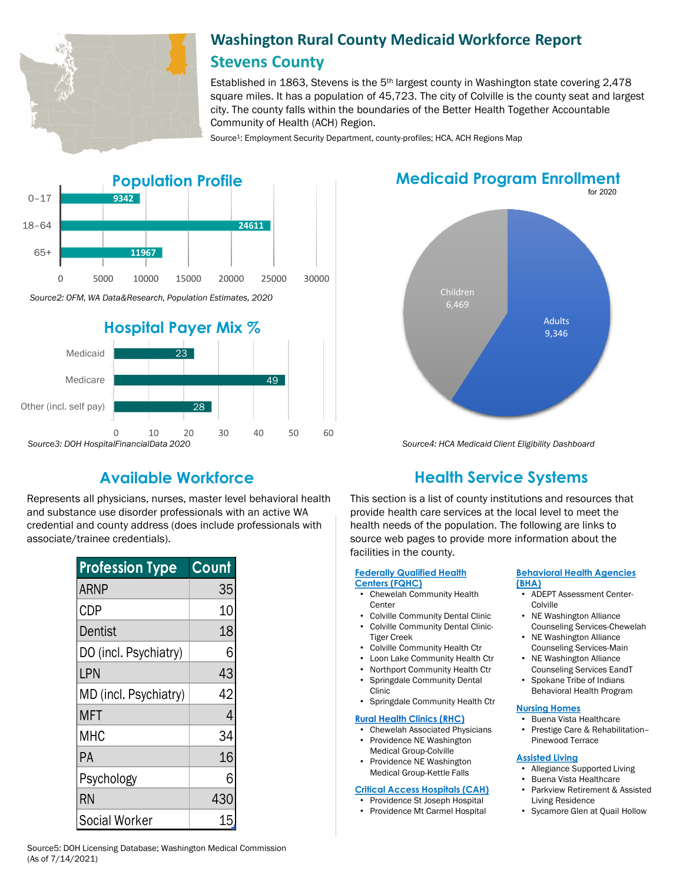# Washington Rural County Medicaid Workforce Report

## Stevens County

Established in 1863, Stevens is the 5th largest county in Washington state covering 2,478 square miles. It has a population of 45,723. The city of Colville is the county seat and largest city. The county falls within the boundaries of the Better Health Together Accountable Community of Health (ACH) Region.

Source[1]: Employment Security Department, county-profiles; HCA, ACH Regions Map

## Population Profile

| Age Group | Population |
|---|---|
| 0–17 | 9342 |
| 18–64 | 24611 |
| 65+ | 11967 |

*Source2: OFM, WA Data&Research, Population Estimates, 2020*

## Medicaid Program Enrollment

for 2020

| Group | Enrollment |
|---|---|
| Children | 6,469 |
| Adults | 9,346 |

*Source4: HCA Medicaid Client Eligibility Dashboard*

## Hospital Payer Mix %

| Payer | % |
|---|---|
| Medicaid | 23 |
| Medicare | 49 |
| Other (incl. self pay) | 28 |

*Source3: DOH HospitalFinancialData 2020*

## Available Workforce

Represents all physicians, nurses, master level behavioral health and substance use disorder professionals with an active WA credential and county address (does include professionals with associate/trainee credentials).

| Profession Type | Count |
|---|---|
| ARNP | 35 |
| CDP | 10 |
| Dentist | 18 |
| DO (incl. Psychiatry) | 6 |
| LPN | 43 |
| MD (incl. Psychiatry) | 42 |
| MFT | 4 |
| MHC | 34 |
| PA | 16 |
| Psychology | 6 |
| RN | 430 |
| Social Worker | 15 |

Source5: DOH Licensing Database; Washington Medical Commission (As of 7/14/2021)

## Health Service Systems

This section is a list of county institutions and resources that provide health care services at the local level to meet the health needs of the population. The following are links to source web pages to provide more information about the facilities in the county.

### Federally Qualified Health Centers (FQHC)

- Chewelah Community Health Center
- Colville Community Dental Clinic
- Colville Community Dental Clinic-Tiger Creek
- Colville Community Health Ctr
- Loon Lake Community Health Ctr
- Northport Community Health Ctr
- Springdale Community Dental Clinic
- Springdale Community Health Ctr

### Rural Health Clinics (RHC)

- Chewelah Associated Physicians
- Providence NE Washington Medical Group-Colville
- Providence NE Washington Medical Group-Kettle Falls

### Critical Access Hospitals (CAH)

- Providence St Joseph Hospital
- Providence Mt Carmel Hospital

### Behavioral Health Agencies (BHA)

- ADEPT Assessment Center-Colville
- NE Washington Alliance Counseling Services-Chewelah
- NE Washington Alliance Counseling Services-Main
- NE Washington Alliance Counseling Services EandT
- Spokane Tribe of Indians Behavioral Health Program

### Nursing Homes

- Buena Vista Healthcare
- Prestige Care & Rehabilitation–Pinewood Terrace

### Assisted Living

- Allegiance Supported Living
- Buena Vista Healthcare
- Parkview Retirement & Assisted Living Residence
- Sycamore Glen at Quail Hollow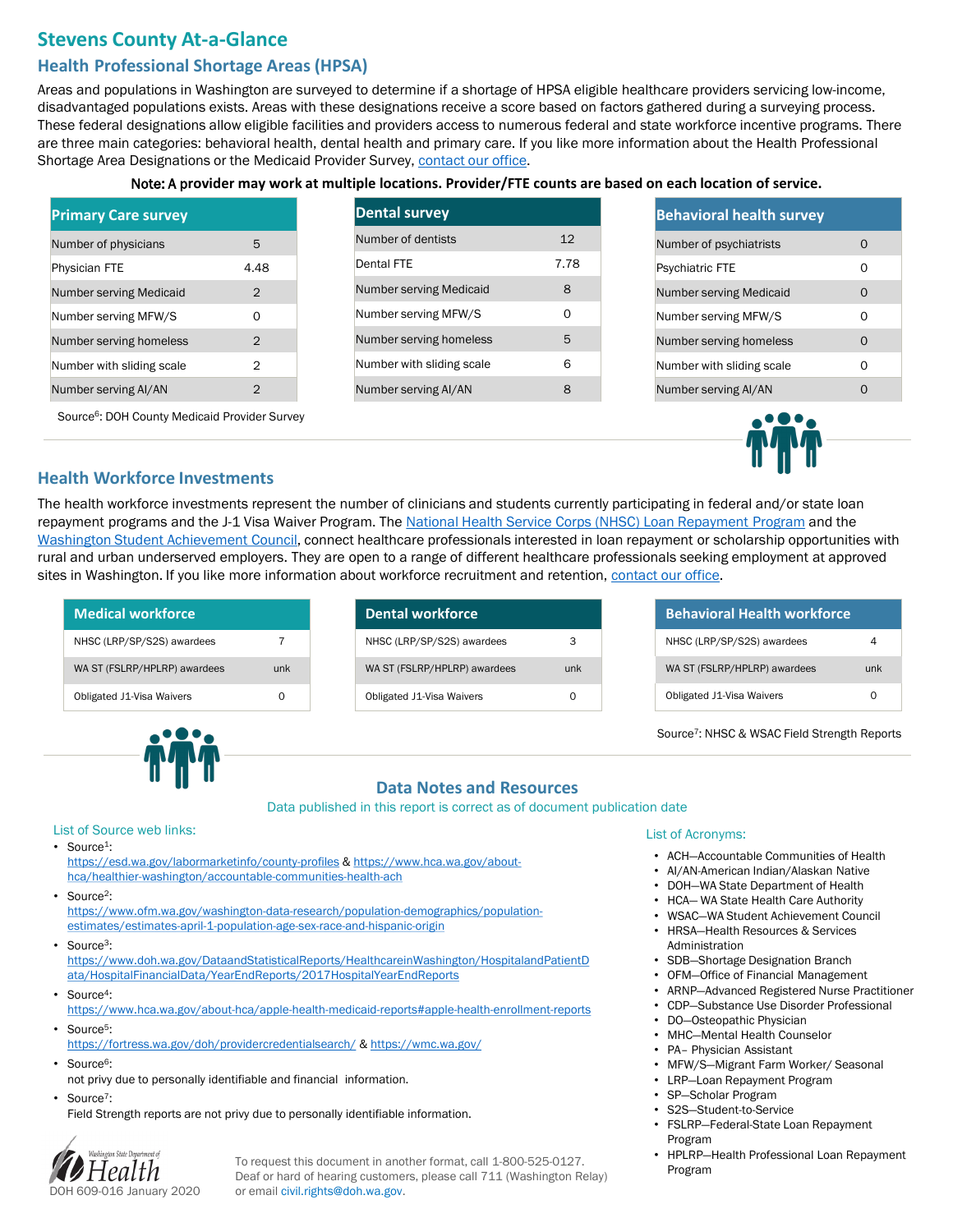# Stevens County At-a-Glance

## Health Professional Shortage Areas (HPSA)

Areas and populations in Washington are surveyed to determine if a shortage of HPSA eligible healthcare providers servicing low-income, disadvantaged populations exists. Areas with these designations receive a score based on factors gathered during a surveying process. These federal designations allow eligible facilities and providers access to numerous federal and state workforce incentive programs. There are three main categories: behavioral health, dental health and primary care. If you like more information about the Health Professional Shortage Area Designations or the Medicaid Provider Survey, contact our office.

**Note: A provider may work at multiple locations. Provider/FTE counts are based on each location of service.**

| Primary Care survey | |
|---|---|
| Number of physicians | 5 |
| Physician FTE | 4.48 |
| Number serving Medicaid | 2 |
| Number serving MFW/S | 0 |
| Number serving homeless | 2 |
| Number with sliding scale | 2 |
| Number serving AI/AN | 2 |

| Dental survey | |
|---|---|
| Number of dentists | 12 |
| Dental FTE | 7.78 |
| Number serving Medicaid | 8 |
| Number serving MFW/S | 0 |
| Number serving homeless | 5 |
| Number with sliding scale | 6 |
| Number serving AI/AN | 8 |

| Behavioral health survey | |
|---|---|
| Number of psychiatrists | 0 |
| Psychiatric FTE | 0 |
| Number serving Medicaid | 0 |
| Number serving MFW/S | 0 |
| Number serving homeless | 0 |
| Number with sliding scale | 0 |
| Number serving AI/AN | 0 |

Source[6]: DOH County Medicaid Provider Survey

## Health Workforce Investments

The health workforce investments represent the number of clinicians and students currently participating in federal and/or state loan repayment programs and the J-1 Visa Waiver Program. The National Health Service Corps (NHSC) Loan Repayment Program and the Washington Student Achievement Council, connect healthcare professionals interested in loan repayment or scholarship opportunities with rural and urban underserved employers. They are open to a range of different healthcare professionals seeking employment at approved sites in Washington. If you like more information about workforce recruitment and retention, contact our office.

| Medical workforce | |
|---|---|
| NHSC (LRP/SP/S2S) awardees | 7 |
| WA ST (FSLRP/HPLRP) awardees | unk |
| Obligated J1-Visa Waivers | 0 |

| Dental workforce | |
|---|---|
| NHSC (LRP/SP/S2S) awardees | 3 |
| WA ST (FSLRP/HPLRP) awardees | unk |
| Obligated J1-Visa Waivers | 0 |

| Behavioral Health workforce | |
|---|---|
| NHSC (LRP/SP/S2S) awardees | 4 |
| WA ST (FSLRP/HPLRP) awardees | unk |
| Obligated J1-Visa Waivers | 0 |

Source[7]: NHSC & WSAC Field Strength Reports

## Data Notes and Resources

Data published in this report is correct as of document publication date

List of Source web links:

- Source[1]: https://esd.wa.gov/labormarketinfo/county-profiles & https://www.hca.wa.gov/about-hca/healthier-washington/accountable-communities-health-ach
- Source[2]: https://www.ofm.wa.gov/washington-data-research/population-demographics/population-estimates/estimates-april-1-population-age-sex-race-and-hispanic-origin
- Source[3]: https://www.doh.wa.gov/DataandStatisticalReports/HealthcareinWashington/HospitalandPatientData/HospitalFinancialData/YearEndReports/2017HospitalYearEndReports
- Source[4]: https://www.hca.wa.gov/about-hca/apple-health-medicaid-reports#apple-health-enrollment-reports
- Source[5]: https://fortress.wa.gov/doh/providercredentialsearch/ & https://wmc.wa.gov/
- Source[6]: not privy due to personally identifiable and financial information.
- Source[7]: Field Strength reports are not privy due to personally identifiable information.

List of Acronyms:

- ACH—Accountable Communities of Health
- AI/AN-American Indian/Alaskan Native
- DOH—WA State Department of Health
- HCA— WA State Health Care Authority
- WSAC—WA Student Achievement Council
- HRSA—Health Resources & Services Administration
- SDB—Shortage Designation Branch
- OFM—Office of Financial Management
- ARNP—Advanced Registered Nurse Practitioner
- CDP—Substance Use Disorder Professional
- DO—Osteopathic Physician
- MHC—Mental Health Counselor
- PA– Physician Assistant
- MFW/S—Migrant Farm Worker/ Seasonal
- LRP—Loan Repayment Program
- SP—Scholar Program
- S2S—Student-to-Service
- FSLRP—Federal-State Loan Repayment Program
- HPLRP—Health Professional Loan Repayment Program

Washington State Department of Health

DOH 609-016 January 2020

To request this document in another format, call 1-800-525-0127. Deaf or hard of hearing customers, please call 711 (Washington Relay) or email civil.rights@doh.wa.gov.